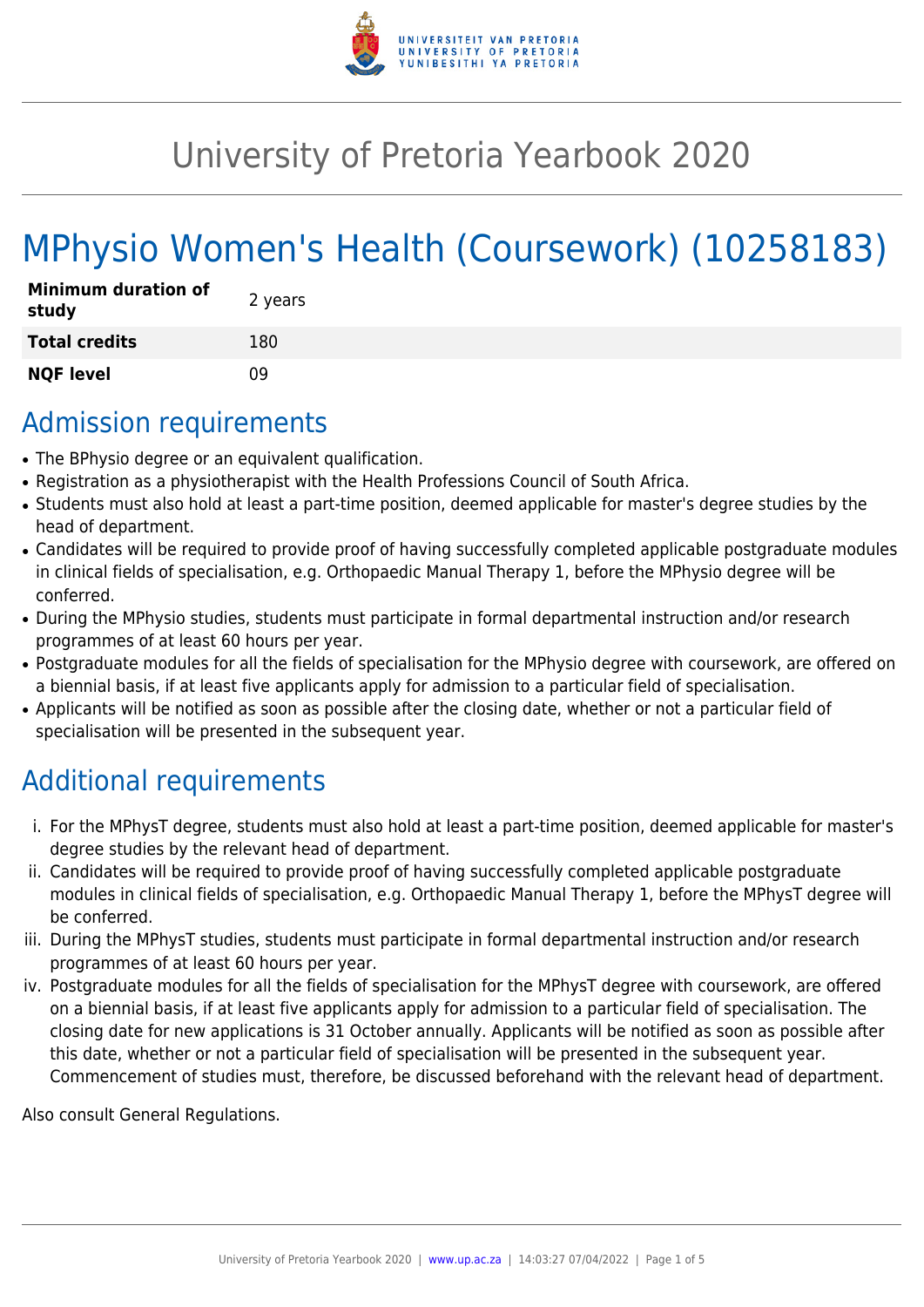# University of Pretoria Yearbook 2020

# MPhysio Women's Health (Coursework) (10258183)

| Minimum duration of study | 2 years |
|---|---|
| Total credits | 180 |
| NQF level | 09 |

## Admission requirements

- The BPhysio degree or an equivalent qualification.
- Registration as a physiotherapist with the Health Professions Council of South Africa.
- Students must also hold at least a part-time position, deemed applicable for master's degree studies by the head of department.
- Candidates will be required to provide proof of having successfully completed applicable postgraduate modules in clinical fields of specialisation, e.g. Orthopaedic Manual Therapy 1, before the MPhysio degree will be conferred.
- During the MPhysio studies, students must participate in formal departmental instruction and/or research programmes of at least 60 hours per year.
- Postgraduate modules for all the fields of specialisation for the MPhysio degree with coursework, are offered on a biennial basis, if at least five applicants apply for admission to a particular field of specialisation.
- Applicants will be notified as soon as possible after the closing date, whether or not a particular field of specialisation will be presented in the subsequent year.

## Additional requirements

i. For the MPhysT degree, students must also hold at least a part-time position, deemed applicable for master's degree studies by the relevant head of department.
ii. Candidates will be required to provide proof of having successfully completed applicable postgraduate modules in clinical fields of specialisation, e.g. Orthopaedic Manual Therapy 1, before the MPhysT degree will be conferred.
iii. During the MPhysT studies, students must participate in formal departmental instruction and/or research programmes of at least 60 hours per year.
iv. Postgraduate modules for all the fields of specialisation for the MPhysT degree with coursework, are offered on a biennial basis, if at least five applicants apply for admission to a particular field of specialisation. The closing date for new applications is 31 October annually. Applicants will be notified as soon as possible after this date, whether or not a particular field of specialisation will be presented in the subsequent year. Commencement of studies must, therefore, be discussed beforehand with the relevant head of department.

Also consult General Regulations.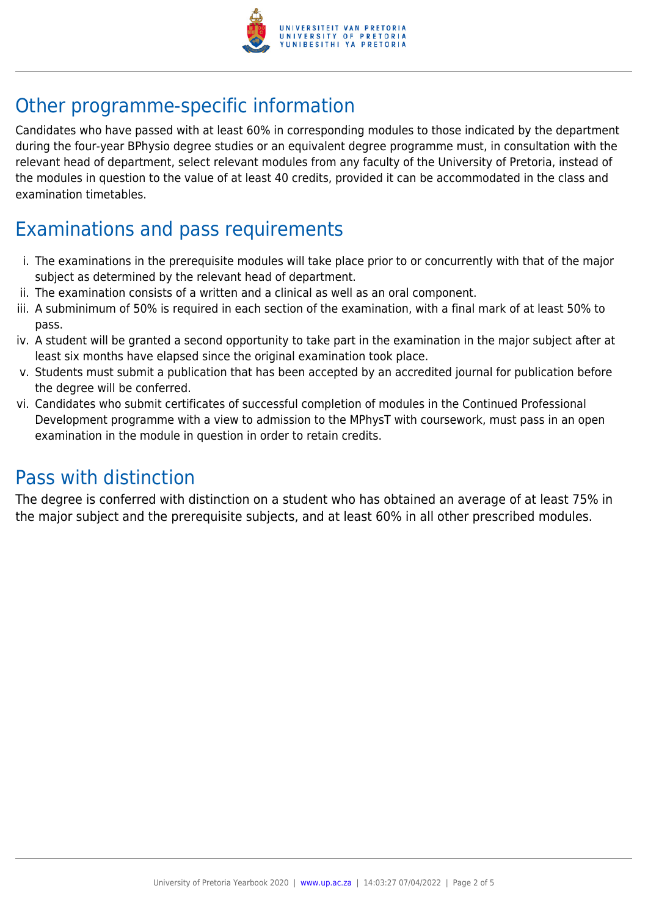## Other programme-specific information

Candidates who have passed with at least 60% in corresponding modules to those indicated by the department during the four-year BPhysio degree studies or an equivalent degree programme must, in consultation with the relevant head of department, select relevant modules from any faculty of the University of Pretoria, instead of the modules in question to the value of at least 40 credits, provided it can be accommodated in the class and examination timetables.

## Examinations and pass requirements

i. The examinations in the prerequisite modules will take place prior to or concurrently with that of the major subject as determined by the relevant head of department.
ii. The examination consists of a written and a clinical as well as an oral component.
iii. A subminimum of 50% is required in each section of the examination, with a final mark of at least 50% to pass.
iv. A student will be granted a second opportunity to take part in the examination in the major subject after at least six months have elapsed since the original examination took place.
v. Students must submit a publication that has been accepted by an accredited journal for publication before the degree will be conferred.
vi. Candidates who submit certificates of successful completion of modules in the Continued Professional Development programme with a view to admission to the MPhysT with coursework, must pass in an open examination in the module in question in order to retain credits.

## Pass with distinction

The degree is conferred with distinction on a student who has obtained an average of at least 75% in the major subject and the prerequisite subjects, and at least 60% in all other prescribed modules.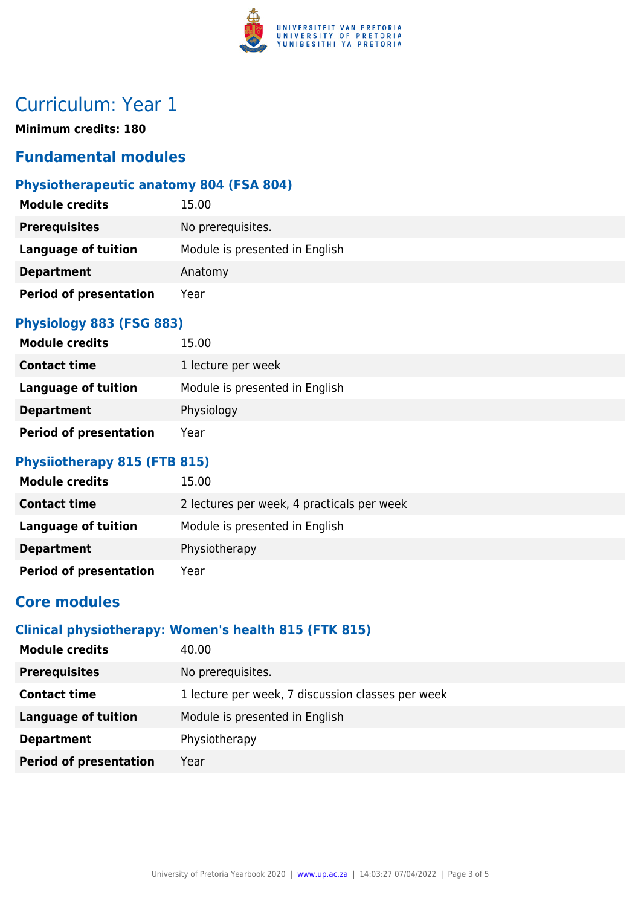# Curriculum: Year 1

**Minimum credits: 180**

## Fundamental modules

### Physiotherapeutic anatomy 804 (FSA 804)

| | |
|---|---|
| **Module credits** | 15.00 |
| **Prerequisites** | No prerequisites. |
| **Language of tuition** | Module is presented in English |
| **Department** | Anatomy |
| **Period of presentation** | Year |

### Physiology 883 (FSG 883)

| | |
|---|---|
| **Module credits** | 15.00 |
| **Contact time** | 1 lecture per week |
| **Language of tuition** | Module is presented in English |
| **Department** | Physiology |
| **Period of presentation** | Year |

### Physiiotherapy 815 (FTB 815)

| | |
|---|---|
| **Module credits** | 15.00 |
| **Contact time** | 2 lectures per week, 4 practicals per week |
| **Language of tuition** | Module is presented in English |
| **Department** | Physiotherapy |
| **Period of presentation** | Year |

## Core modules

### Clinical physiotherapy: Women's health 815 (FTK 815)

| | |
|---|---|
| **Module credits** | 40.00 |
| **Prerequisites** | No prerequisites. |
| **Contact time** | 1 lecture per week, 7 discussion classes per week |
| **Language of tuition** | Module is presented in English |
| **Department** | Physiotherapy |
| **Period of presentation** | Year |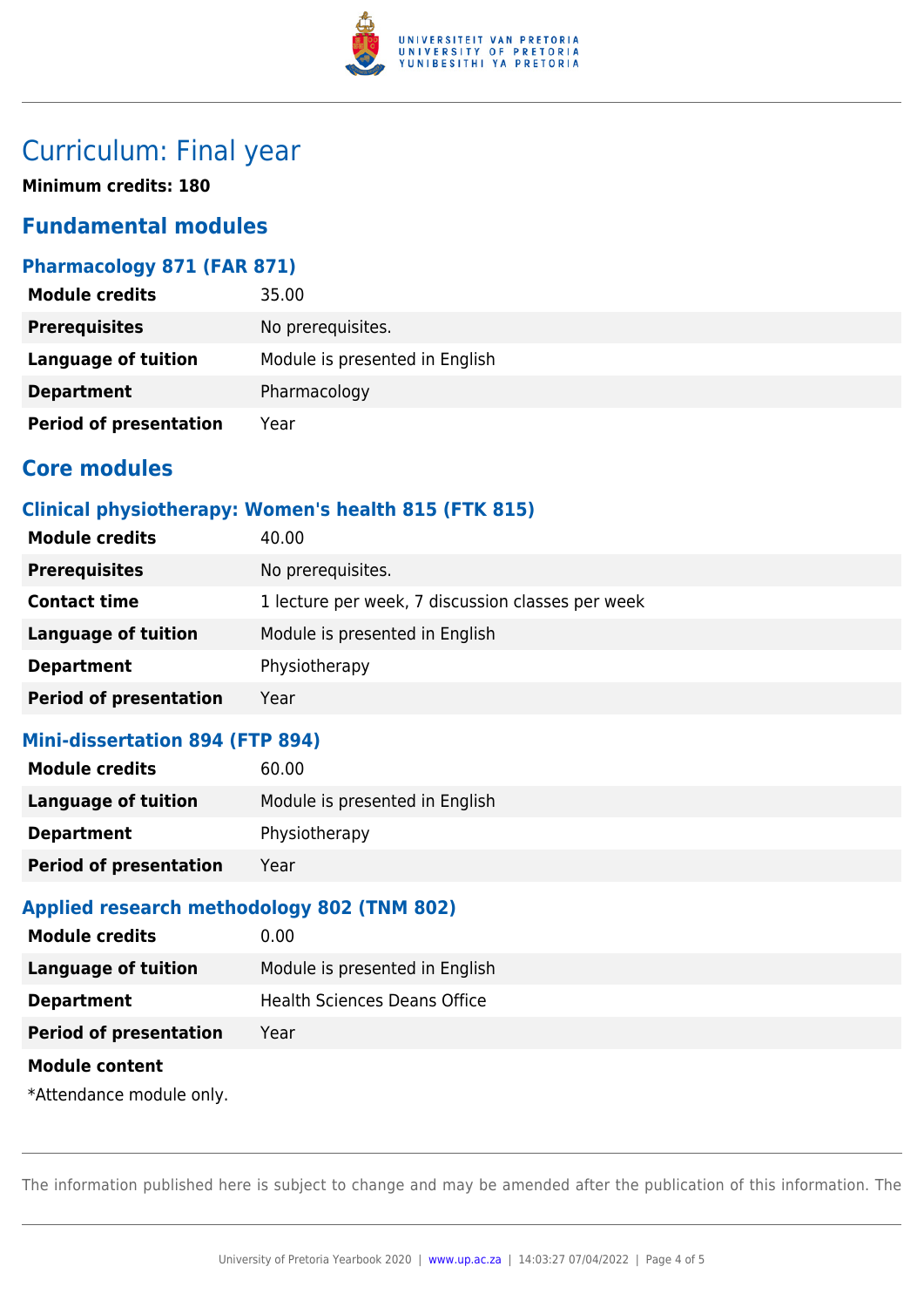# Curriculum: Final year

**Minimum credits: 180**

## Fundamental modules

### Pharmacology 871 (FAR 871)

| | |
|---|---|
| **Module credits** | 35.00 |
| **Prerequisites** | No prerequisites. |
| **Language of tuition** | Module is presented in English |
| **Department** | Pharmacology |
| **Period of presentation** | Year |

## Core modules

### Clinical physiotherapy: Women's health 815 (FTK 815)

| | |
|---|---|
| **Module credits** | 40.00 |
| **Prerequisites** | No prerequisites. |
| **Contact time** | 1 lecture per week, 7 discussion classes per week |
| **Language of tuition** | Module is presented in English |
| **Department** | Physiotherapy |
| **Period of presentation** | Year |

### Mini-dissertation 894 (FTP 894)

| | |
|---|---|
| **Module credits** | 60.00 |
| **Language of tuition** | Module is presented in English |
| **Department** | Physiotherapy |
| **Period of presentation** | Year |

### Applied research methodology 802 (TNM 802)

| | |
|---|---|
| **Module credits** | 0.00 |
| **Language of tuition** | Module is presented in English |
| **Department** | Health Sciences Deans Office |
| **Period of presentation** | Year |

**Module content**

*Attendance module only.

The information published here is subject to change and may be amended after the publication of this information. The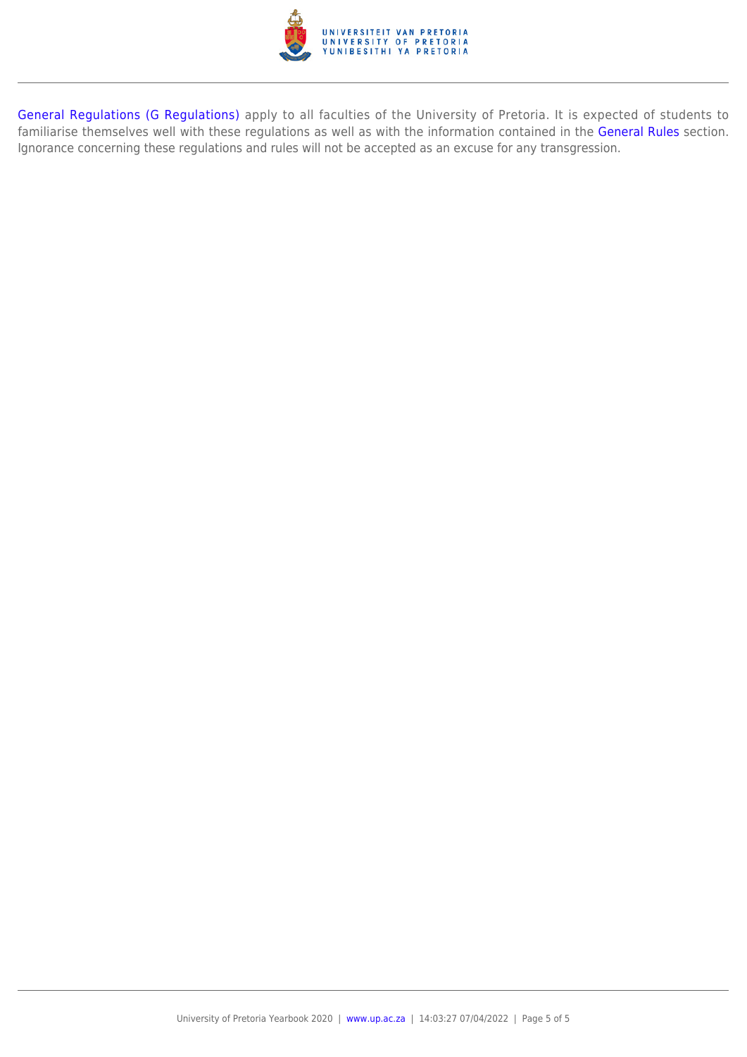General Regulations (G Regulations) apply to all faculties of the University of Pretoria. It is expected of students to familiarise themselves well with these regulations as well as with the information contained in the General Rules section. Ignorance concerning these regulations and rules will not be accepted as an excuse for any transgression.